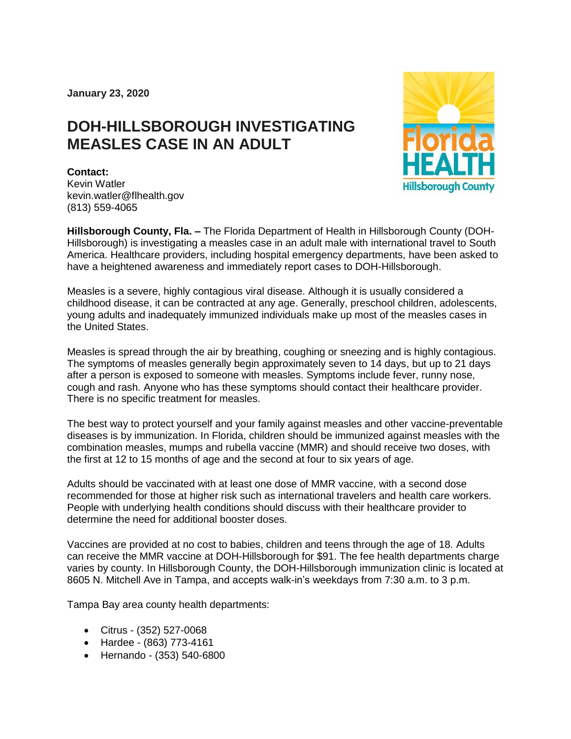**January 23, 2020**

# DOH-HILLSBOROUGH INVESTIGATING MEASLES CASE IN AN ADULT

**Contact:**
Kevin Watler
kevin.watler@flhealth.gov
(813) 559-4065

**Hillsborough County, Fla. –** The Florida Department of Health in Hillsborough County (DOH-Hillsborough) is investigating a measles case in an adult male with international travel to South America. Healthcare providers, including hospital emergency departments, have been asked to have a heightened awareness and immediately report cases to DOH-Hillsborough.

Measles is a severe, highly contagious viral disease. Although it is usually considered a childhood disease, it can be contracted at any age. Generally, preschool children, adolescents, young adults and inadequately immunized individuals make up most of the measles cases in the United States.

Measles is spread through the air by breathing, coughing or sneezing and is highly contagious. The symptoms of measles generally begin approximately seven to 14 days, but up to 21 days after a person is exposed to someone with measles. Symptoms include fever, runny nose, cough and rash. Anyone who has these symptoms should contact their healthcare provider. There is no specific treatment for measles.

The best way to protect yourself and your family against measles and other vaccine-preventable diseases is by immunization. In Florida, children should be immunized against measles with the combination measles, mumps and rubella vaccine (MMR) and should receive two doses, with the first at 12 to 15 months of age and the second at four to six years of age.

Adults should be vaccinated with at least one dose of MMR vaccine, with a second dose recommended for those at higher risk such as international travelers and health care workers. People with underlying health conditions should discuss with their healthcare provider to determine the need for additional booster doses.

Vaccines are provided at no cost to babies, children and teens through the age of 18. Adults can receive the MMR vaccine at DOH-Hillsborough for $91. The fee health departments charge varies by county. In Hillsborough County, the DOH-Hillsborough immunization clinic is located at 8605 N. Mitchell Ave in Tampa, and accepts walk-in's weekdays from 7:30 a.m. to 3 p.m.

Tampa Bay area county health departments:

- Citrus - (352) 527-0068
- Hardee - (863) 773-4161
- Hernando - (353) 540-6800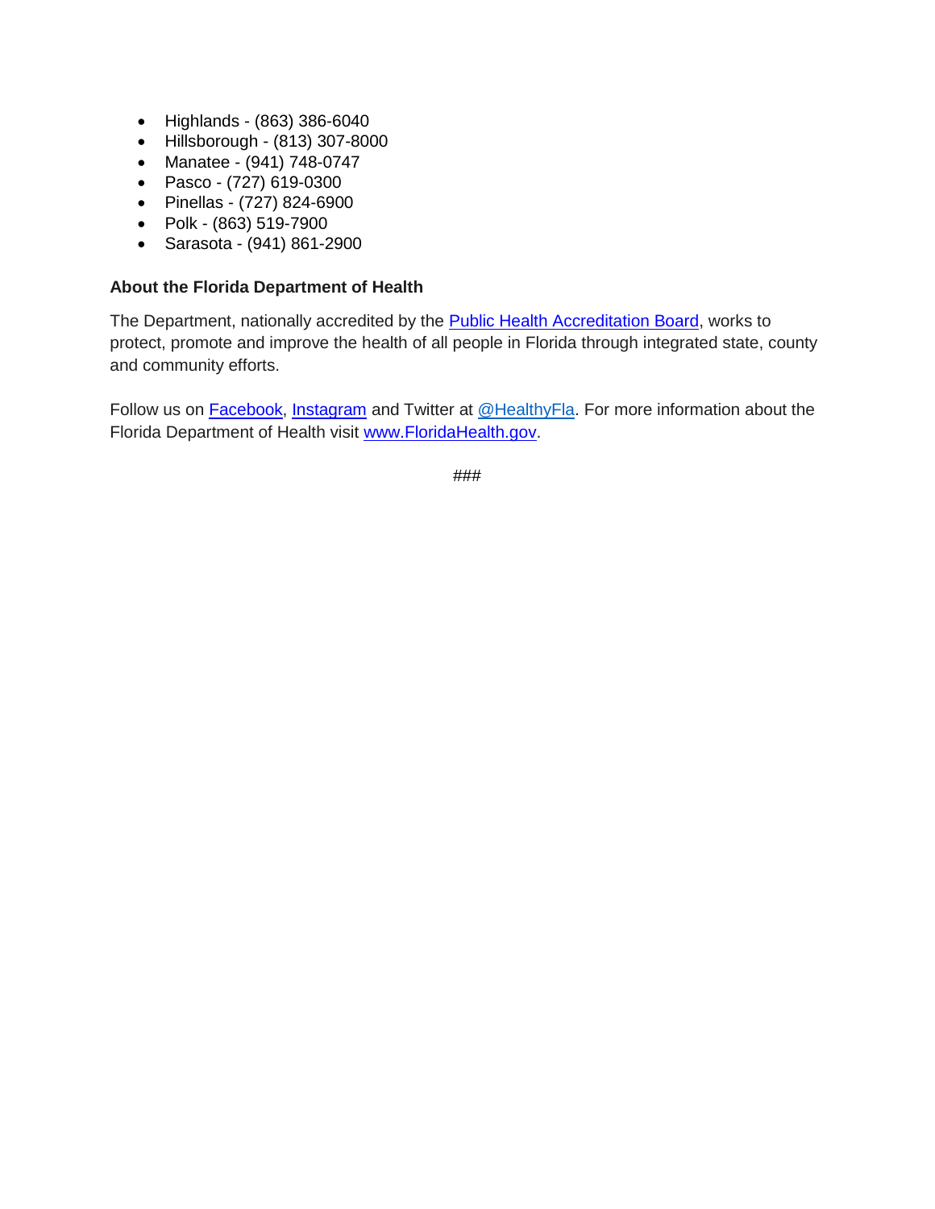- Highlands - (863) 386-6040
- Hillsborough - (813) 307-8000
- Manatee - (941) 748-0747
- Pasco - (727) 619-0300
- Pinellas - (727) 824-6900
- Polk - (863) 519-7900
- Sarasota - (941) 861-2900

**About the Florida Department of Health**

The Department, nationally accredited by the Public Health Accreditation Board, works to protect, promote and improve the health of all people in Florida through integrated state, county and community efforts.

Follow us on Facebook, Instagram and Twitter at @HealthyFla. For more information about the Florida Department of Health visit www.FloridaHealth.gov.

###